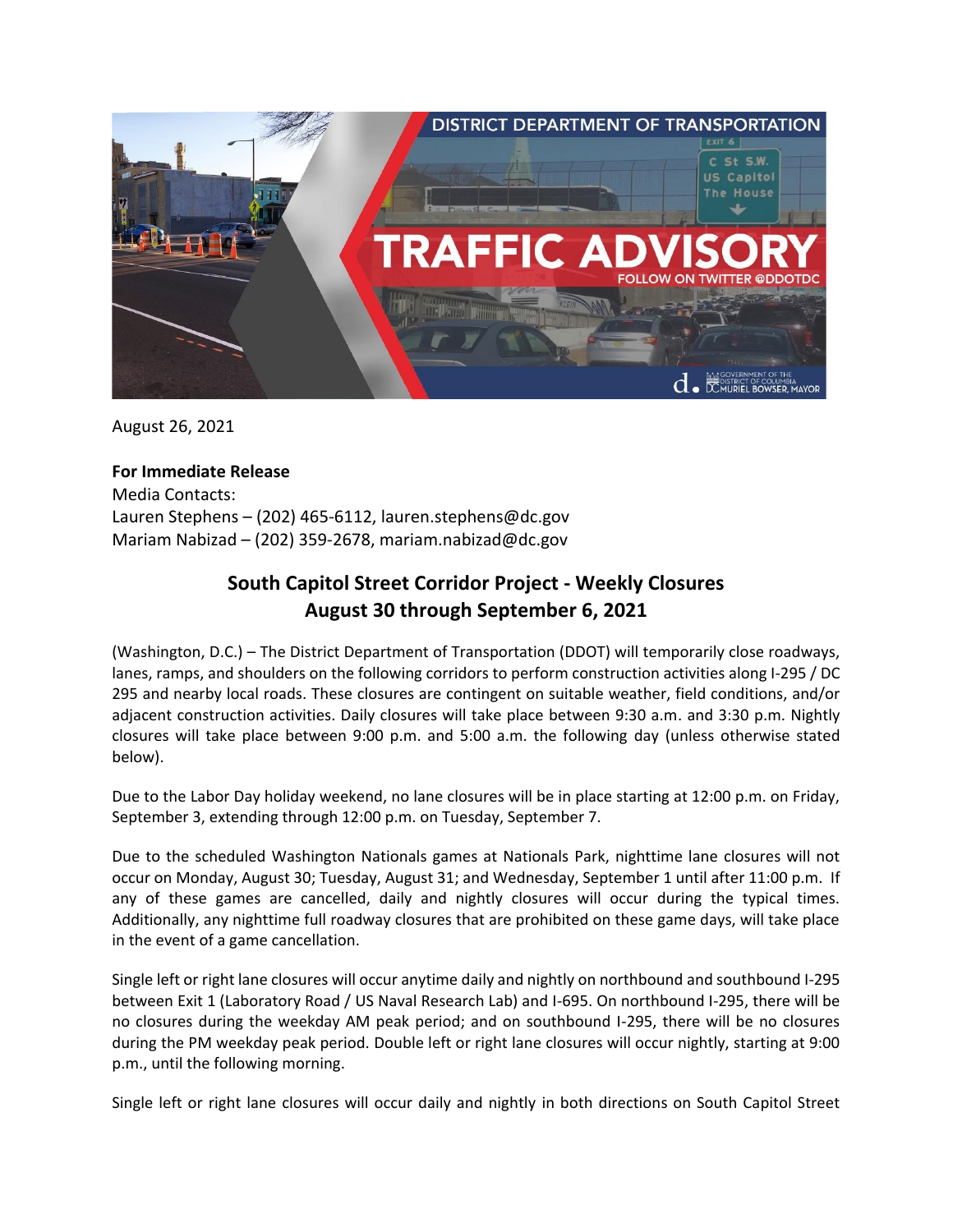August 26, 2021

**For Immediate Release**
Media Contacts:
Lauren Stephens – (202) 465-6112, lauren.stephens@dc.gov
Mariam Nabizad – (202) 359-2678, mariam.nabizad@dc.gov

## South Capitol Street Corridor Project - Weekly Closures
## August 30 through September 6, 2021

(Washington, D.C.) – The District Department of Transportation (DDOT) will temporarily close roadways, lanes, ramps, and shoulders on the following corridors to perform construction activities along I-295 / DC 295 and nearby local roads. These closures are contingent on suitable weather, field conditions, and/or adjacent construction activities. Daily closures will take place between 9:30 a.m. and 3:30 p.m. Nightly closures will take place between 9:00 p.m. and 5:00 a.m. the following day (unless otherwise stated below).

Due to the Labor Day holiday weekend, no lane closures will be in place starting at 12:00 p.m. on Friday, September 3, extending through 12:00 p.m. on Tuesday, September 7.

Due to the scheduled Washington Nationals games at Nationals Park, nighttime lane closures will not occur on Monday, August 30; Tuesday, August 31; and Wednesday, September 1 until after 11:00 p.m. If any of these games are cancelled, daily and nightly closures will occur during the typical times. Additionally, any nighttime full roadway closures that are prohibited on these game days, will take place in the event of a game cancellation.

Single left or right lane closures will occur anytime daily and nightly on northbound and southbound I-295 between Exit 1 (Laboratory Road / US Naval Research Lab) and I-695. On northbound I-295, there will be no closures during the weekday AM peak period; and on southbound I-295, there will be no closures during the PM weekday peak period. Double left or right lane closures will occur nightly, starting at 9:00 p.m., until the following morning.

Single left or right lane closures will occur daily and nightly in both directions on South Capitol Street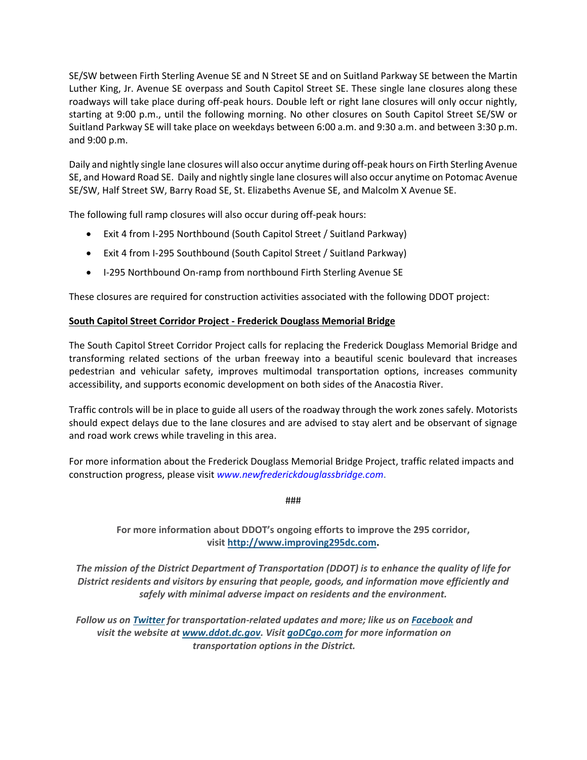SE/SW between Firth Sterling Avenue SE and N Street SE and on Suitland Parkway SE between the Martin Luther King, Jr. Avenue SE overpass and South Capitol Street SE. These single lane closures along these roadways will take place during off-peak hours. Double left or right lane closures will only occur nightly, starting at 9:00 p.m., until the following morning. No other closures on South Capitol Street SE/SW or Suitland Parkway SE will take place on weekdays between 6:00 a.m. and 9:30 a.m. and between 3:30 p.m. and 9:00 p.m.

Daily and nightly single lane closures will also occur anytime during off-peak hours on Firth Sterling Avenue SE, and Howard Road SE. Daily and nightly single lane closures will also occur anytime on Potomac Avenue SE/SW, Half Street SW, Barry Road SE, St. Elizabeths Avenue SE, and Malcolm X Avenue SE.

The following full ramp closures will also occur during off-peak hours:

- Exit 4 from I-295 Northbound (South Capitol Street / Suitland Parkway)
- Exit 4 from I-295 Southbound (South Capitol Street / Suitland Parkway)
- I-295 Northbound On-ramp from northbound Firth Sterling Avenue SE

These closures are required for construction activities associated with the following DDOT project:

**South Capitol Street Corridor Project - Frederick Douglass Memorial Bridge**

The South Capitol Street Corridor Project calls for replacing the Frederick Douglass Memorial Bridge and transforming related sections of the urban freeway into a beautiful scenic boulevard that increases pedestrian and vehicular safety, improves multimodal transportation options, increases community accessibility, and supports economic development on both sides of the Anacostia River.

Traffic controls will be in place to guide all users of the roadway through the work zones safely. Motorists should expect delays due to the lane closures and are advised to stay alert and be observant of signage and road work crews while traveling in this area.

For more information about the Frederick Douglass Memorial Bridge Project, traffic related impacts and construction progress, please visit *www.newfrederickdouglassbridge.com*.

###

**For more information about DDOT's ongoing efforts to improve the 295 corridor, visit http://www.improving295dc.com.**

***The mission of the District Department of Transportation (DDOT) is to enhance the quality of life for District residents and visitors by ensuring that people, goods, and information move efficiently and safely with minimal adverse impact on residents and the environment.***

***Follow us on Twitter for transportation-related updates and more; like us on Facebook and visit the website at www.ddot.dc.gov. Visit goDCgo.com for more information on transportation options in the District.***